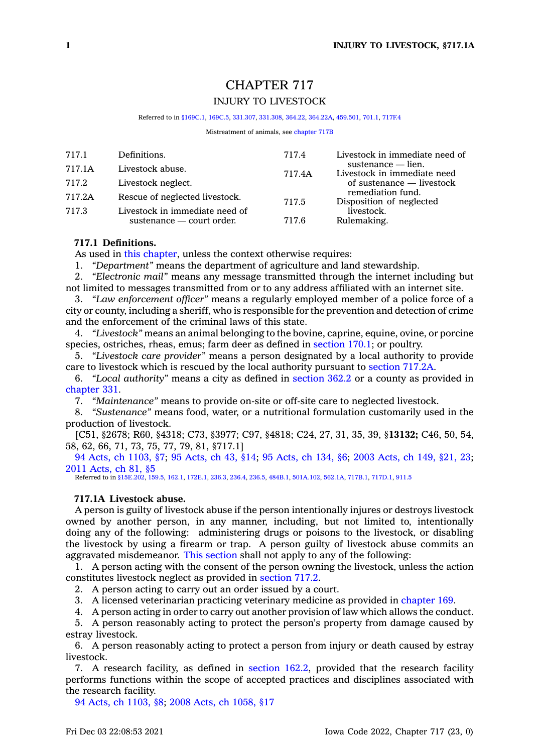# CHAPTER 717

## INJURY TO LIVESTOCK

Referred to in §169C.1, 169C.5, 331.307, 331.308, 364.22, 364.22A, 459.501, 701.1, 717F.4

Mistreatment of animals, see chapter 717B

| | | | |
|---|---|---|---|
| 717.1 | Definitions. | 717.4 | Livestock in immediate need of sustenance — lien. |
| 717.1A | Livestock abuse. | 717.4A | Livestock in immediate need of sustenance — livestock remediation fund. |
| 717.2 | Livestock neglect. | 717.5 | Disposition of neglected livestock. |
| 717.2A | Rescue of neglected livestock. | 717.6 | Rulemaking. |
| 717.3 | Livestock in immediate need of sustenance — court order. | | |

**717.1 Definitions.**

As used in this chapter, unless the context otherwise requires:

1. *"Department"* means the department of agriculture and land stewardship.
2. *"Electronic mail"* means any message transmitted through the internet including but not limited to messages transmitted from or to any address affiliated with an internet site.
3. *"Law enforcement officer"* means a regularly employed member of a police force of a city or county, including a sheriff, who is responsible for the prevention and detection of crime and the enforcement of the criminal laws of this state.
4. *"Livestock"* means an animal belonging to the bovine, caprine, equine, ovine, or porcine species, ostriches, rheas, emus; farm deer as defined in section 170.1; or poultry.
5. *"Livestock care provider"* means a person designated by a local authority to provide care to livestock which is rescued by the local authority pursuant to section 717.2A.
6. *"Local authority"* means a city as defined in section 362.2 or a county as provided in chapter 331.
7. *"Maintenance"* means to provide on-site or off-site care to neglected livestock.
8. *"Sustenance"* means food, water, or a nutritional formulation customarily used in the production of livestock.

[C51, §2678; R60, §4318; C73, §3977; C97, §4818; C24, 27, 31, 35, 39, §**13132;** C46, 50, 54, 58, 62, 66, 71, 73, 75, 77, 79, 81, §717.1]

94 Acts, ch 1103, §7; 95 Acts, ch 43, §14; 95 Acts, ch 134, §6; 2003 Acts, ch 149, §21, 23; 2011 Acts, ch 81, §5

Referred to in §15E.202, 159.5, 162.1, 172E.1, 236.3, 236.4, 236.5, 484B.1, 501A.102, 562.1A, 717B.1, 717D.1, 911.5

**717.1A Livestock abuse.**

A person is guilty of livestock abuse if the person intentionally injures or destroys livestock owned by another person, in any manner, including, but not limited to, intentionally doing any of the following: administering drugs or poisons to the livestock, or disabling the livestock by using a firearm or trap. A person guilty of livestock abuse commits an aggravated misdemeanor. This section shall not apply to any of the following:

1. A person acting with the consent of the person owning the livestock, unless the action constitutes livestock neglect as provided in section 717.2.
2. A person acting to carry out an order issued by a court.
3. A licensed veterinarian practicing veterinary medicine as provided in chapter 169.
4. A person acting in order to carry out another provision of law which allows the conduct.
5. A person reasonably acting to protect the person's property from damage caused by estray livestock.
6. A person reasonably acting to protect a person from injury or death caused by estray livestock.
7. A research facility, as defined in section 162.2, provided that the research facility performs functions within the scope of accepted practices and disciplines associated with the research facility.

94 Acts, ch 1103, §8; 2008 Acts, ch 1058, §17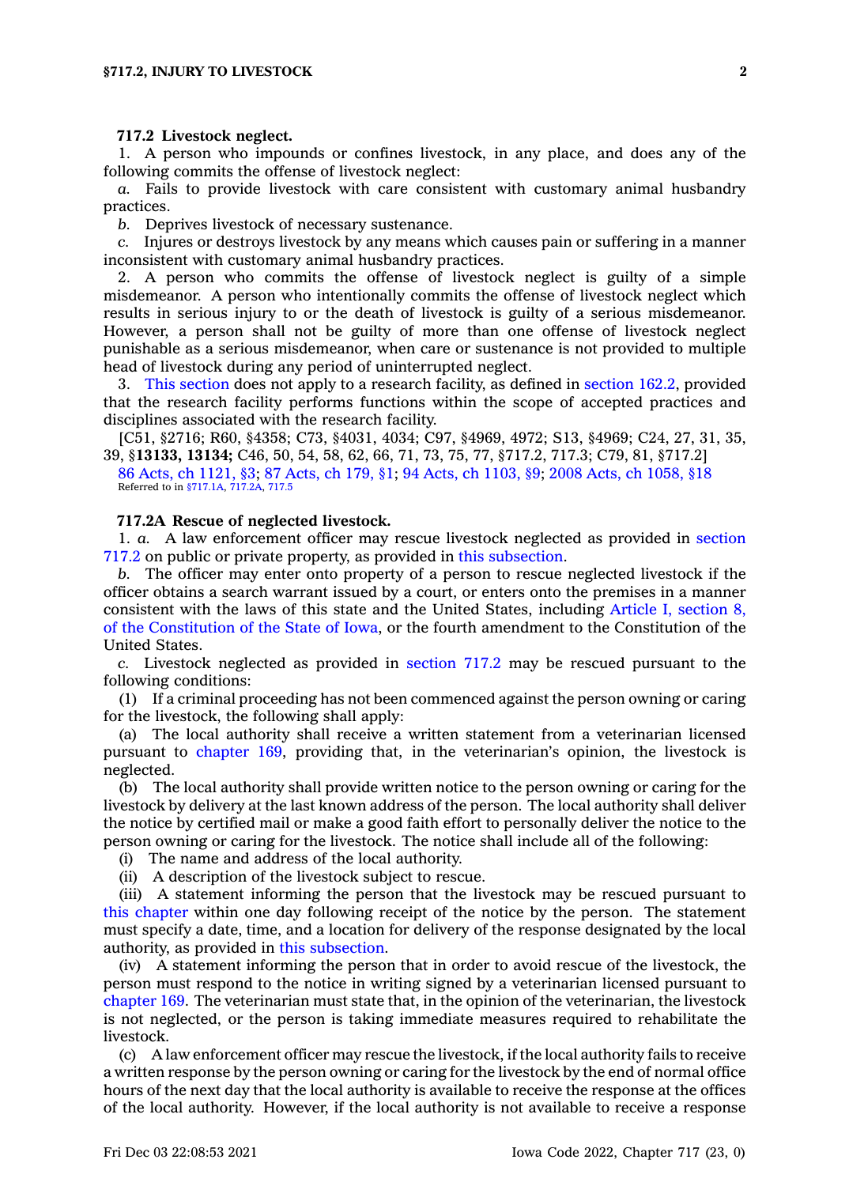**717.2 Livestock neglect.**

1. A person who impounds or confines livestock, in any place, and does any of the following commits the offense of livestock neglect:

*a.* Fails to provide livestock with care consistent with customary animal husbandry practices.

*b.* Deprives livestock of necessary sustenance.

*c.* Injures or destroys livestock by any means which causes pain or suffering in a manner inconsistent with customary animal husbandry practices.

2. A person who commits the offense of livestock neglect is guilty of a simple misdemeanor. A person who intentionally commits the offense of livestock neglect which results in serious injury to or the death of livestock is guilty of a serious misdemeanor. However, a person shall not be guilty of more than one offense of livestock neglect punishable as a serious misdemeanor, when care or sustenance is not provided to multiple head of livestock during any period of uninterrupted neglect.

3. This section does not apply to a research facility, as defined in section 162.2, provided that the research facility performs functions within the scope of accepted practices and disciplines associated with the research facility.

[C51, §2716; R60, §4358; C73, §4031, 4034; C97, §4969, 4972; S13, §4969; C24, 27, 31, 35, 39, §**13133, 13134;** C46, 50, 54, 58, 62, 66, 71, 73, 75, 77, §717.2, 717.3; C79, 81, §717.2]

86 Acts, ch 1121, §3; 87 Acts, ch 179, §1; 94 Acts, ch 1103, §9; 2008 Acts, ch 1058, §18

Referred to in §717.1A, 717.2A, 717.5

**717.2A Rescue of neglected livestock.**

1. *a.* A law enforcement officer may rescue livestock neglected as provided in section 717.2 on public or private property, as provided in this subsection.

*b.* The officer may enter onto property of a person to rescue neglected livestock if the officer obtains a search warrant issued by a court, or enters onto the premises in a manner consistent with the laws of this state and the United States, including Article I, section 8, of the Constitution of the State of Iowa, or the fourth amendment to the Constitution of the United States.

*c.* Livestock neglected as provided in section 717.2 may be rescued pursuant to the following conditions:

(1) If a criminal proceeding has not been commenced against the person owning or caring for the livestock, the following shall apply:

(a) The local authority shall receive a written statement from a veterinarian licensed pursuant to chapter 169, providing that, in the veterinarian's opinion, the livestock is neglected.

(b) The local authority shall provide written notice to the person owning or caring for the livestock by delivery at the last known address of the person. The local authority shall deliver the notice by certified mail or make a good faith effort to personally deliver the notice to the person owning or caring for the livestock. The notice shall include all of the following:

(i) The name and address of the local authority.

(ii) A description of the livestock subject to rescue.

(iii) A statement informing the person that the livestock may be rescued pursuant to this chapter within one day following receipt of the notice by the person. The statement must specify a date, time, and a location for delivery of the response designated by the local authority, as provided in this subsection.

(iv) A statement informing the person that in order to avoid rescue of the livestock, the person must respond to the notice in writing signed by a veterinarian licensed pursuant to chapter 169. The veterinarian must state that, in the opinion of the veterinarian, the livestock is not neglected, or the person is taking immediate measures required to rehabilitate the livestock.

(c) A law enforcement officer may rescue the livestock, if the local authority fails to receive a written response by the person owning or caring for the livestock by the end of normal office hours of the next day that the local authority is available to receive the response at the offices of the local authority. However, if the local authority is not available to receive a response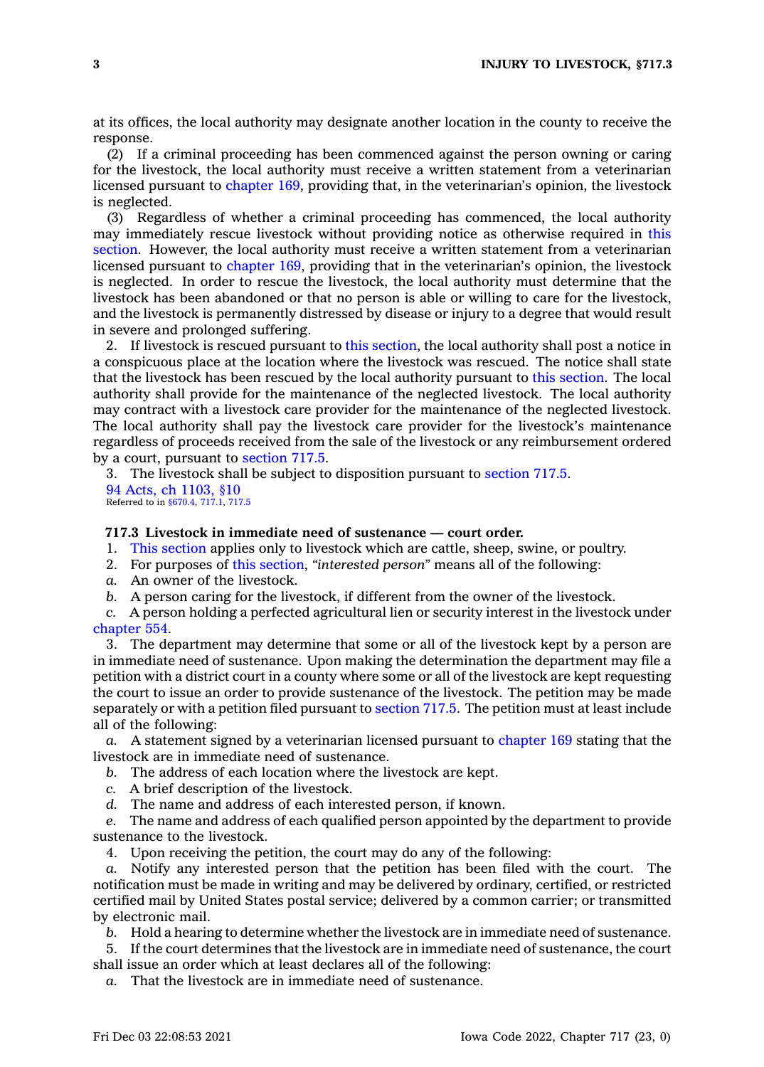at its offices, the local authority may designate another location in the county to receive the response.

(2) If a criminal proceeding has been commenced against the person owning or caring for the livestock, the local authority must receive a written statement from a veterinarian licensed pursuant to chapter 169, providing that, in the veterinarian's opinion, the livestock is neglected.

(3) Regardless of whether a criminal proceeding has commenced, the local authority may immediately rescue livestock without providing notice as otherwise required in this section. However, the local authority must receive a written statement from a veterinarian licensed pursuant to chapter 169, providing that in the veterinarian's opinion, the livestock is neglected. In order to rescue the livestock, the local authority must determine that the livestock has been abandoned or that no person is able or willing to care for the livestock, and the livestock is permanently distressed by disease or injury to a degree that would result in severe and prolonged suffering.

2. If livestock is rescued pursuant to this section, the local authority shall post a notice in a conspicuous place at the location where the livestock was rescued. The notice shall state that the livestock has been rescued by the local authority pursuant to this section. The local authority shall provide for the maintenance of the neglected livestock. The local authority may contract with a livestock care provider for the maintenance of the neglected livestock. The local authority shall pay the livestock care provider for the livestock's maintenance regardless of proceeds received from the sale of the livestock or any reimbursement ordered by a court, pursuant to section 717.5.

3. The livestock shall be subject to disposition pursuant to section 717.5.

94 Acts, ch 1103, §10
Referred to in §670.4, 717.1, 717.5

**717.3 Livestock in immediate need of sustenance — court order.**

1. This section applies only to livestock which are cattle, sheep, swine, or poultry.

2. For purposes of this section, "*interested person*" means all of the following:

*a.* An owner of the livestock.

*b.* A person caring for the livestock, if different from the owner of the livestock.

*c.* A person holding a perfected agricultural lien or security interest in the livestock under chapter 554.

3. The department may determine that some or all of the livestock kept by a person are in immediate need of sustenance. Upon making the determination the department may file a petition with a district court in a county where some or all of the livestock are kept requesting the court to issue an order to provide sustenance of the livestock. The petition may be made separately or with a petition filed pursuant to section 717.5. The petition must at least include all of the following:

*a.* A statement signed by a veterinarian licensed pursuant to chapter 169 stating that the livestock are in immediate need of sustenance.

*b.* The address of each location where the livestock are kept.

*c.* A brief description of the livestock.

*d.* The name and address of each interested person, if known.

*e.* The name and address of each qualified person appointed by the department to provide sustenance to the livestock.

4. Upon receiving the petition, the court may do any of the following:

*a.* Notify any interested person that the petition has been filed with the court. The notification must be made in writing and may be delivered by ordinary, certified, or restricted certified mail by United States postal service; delivered by a common carrier; or transmitted by electronic mail.

*b.* Hold a hearing to determine whether the livestock are in immediate need of sustenance.

5. If the court determines that the livestock are in immediate need of sustenance, the court shall issue an order which at least declares all of the following:

*a.* That the livestock are in immediate need of sustenance.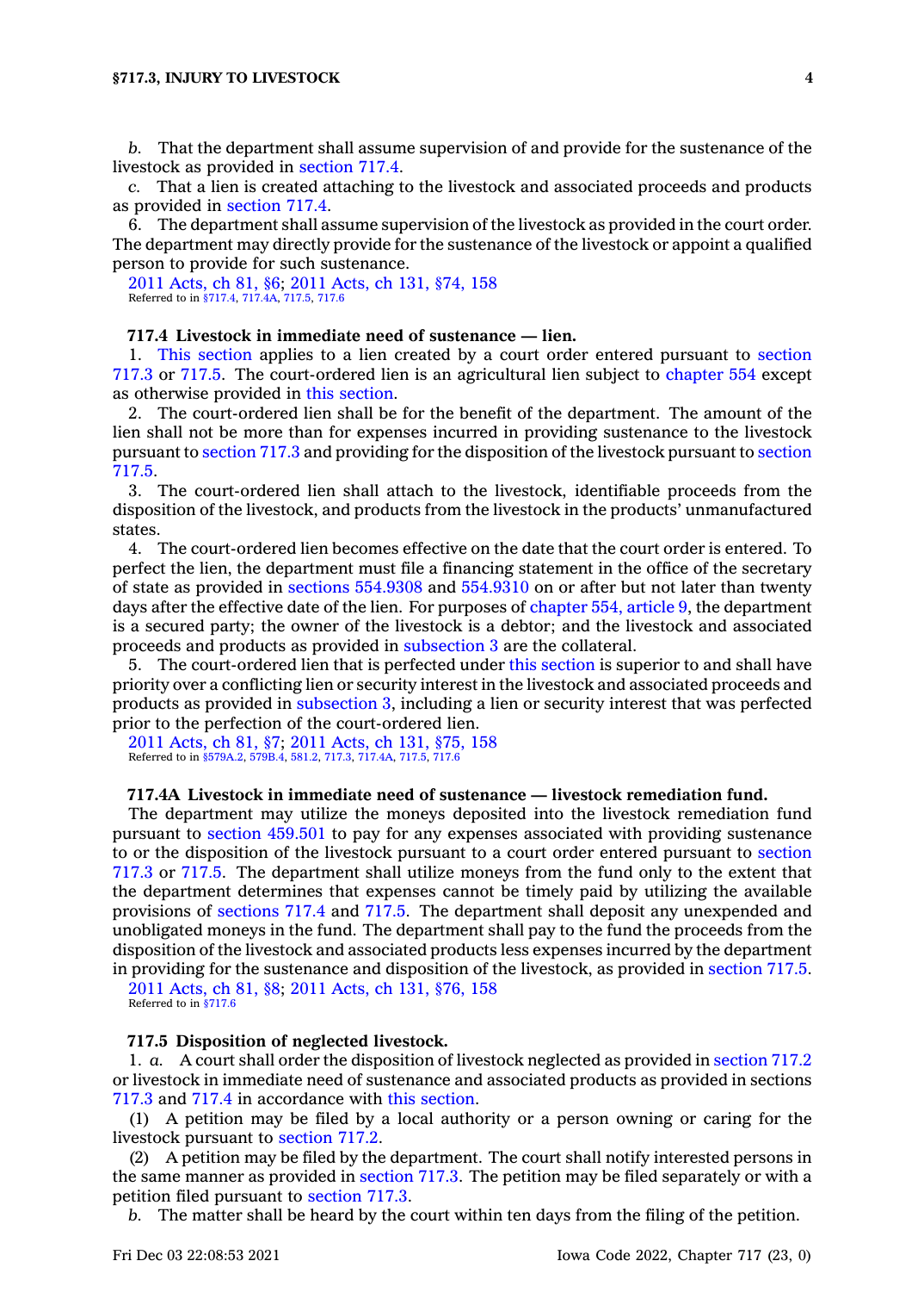*b.* That the department shall assume supervision of and provide for the sustenance of the livestock as provided in section 717.4.

*c.* That a lien is created attaching to the livestock and associated proceeds and products as provided in section 717.4.

6. The department shall assume supervision of the livestock as provided in the court order. The department may directly provide for the sustenance of the livestock or appoint a qualified person to provide for such sustenance.

2011 Acts, ch 81, §6; 2011 Acts, ch 131, §74, 158
Referred to in §717.4, 717.4A, 717.5, 717.6

**717.4 Livestock in immediate need of sustenance — lien.**

1. This section applies to a lien created by a court order entered pursuant to section 717.3 or 717.5. The court-ordered lien is an agricultural lien subject to chapter 554 except as otherwise provided in this section.

2. The court-ordered lien shall be for the benefit of the department. The amount of the lien shall not be more than for expenses incurred in providing sustenance to the livestock pursuant to section 717.3 and providing for the disposition of the livestock pursuant to section 717.5.

3. The court-ordered lien shall attach to the livestock, identifiable proceeds from the disposition of the livestock, and products from the livestock in the products' unmanufactured states.

4. The court-ordered lien becomes effective on the date that the court order is entered. To perfect the lien, the department must file a financing statement in the office of the secretary of state as provided in sections 554.9308 and 554.9310 on or after but not later than twenty days after the effective date of the lien. For purposes of chapter 554, article 9, the department is a secured party; the owner of the livestock is a debtor; and the livestock and associated proceeds and products as provided in subsection 3 are the collateral.

5. The court-ordered lien that is perfected under this section is superior to and shall have priority over a conflicting lien or security interest in the livestock and associated proceeds and products as provided in subsection 3, including a lien or security interest that was perfected prior to the perfection of the court-ordered lien.

2011 Acts, ch 81, §7; 2011 Acts, ch 131, §75, 158
Referred to in §579A.2, 579B.4, 581.2, 717.3, 717.4A, 717.5, 717.6

**717.4A Livestock in immediate need of sustenance — livestock remediation fund.**

The department may utilize the moneys deposited into the livestock remediation fund pursuant to section 459.501 to pay for any expenses associated with providing sustenance to or the disposition of the livestock pursuant to a court order entered pursuant to section 717.3 or 717.5. The department shall utilize moneys from the fund only to the extent that the department determines that expenses cannot be timely paid by utilizing the available provisions of sections 717.4 and 717.5. The department shall deposit any unexpended and unobligated moneys in the fund. The department shall pay to the fund the proceeds from the disposition of the livestock and associated products less expenses incurred by the department in providing for the sustenance and disposition of the livestock, as provided in section 717.5.

2011 Acts, ch 81, §8; 2011 Acts, ch 131, §76, 158
Referred to in §717.6

**717.5 Disposition of neglected livestock.**

1. *a.* A court shall order the disposition of livestock neglected as provided in section 717.2 or livestock in immediate need of sustenance and associated products as provided in sections 717.3 and 717.4 in accordance with this section.

(1) A petition may be filed by a local authority or a person owning or caring for the livestock pursuant to section 717.2.

(2) A petition may be filed by the department. The court shall notify interested persons in the same manner as provided in section 717.3. The petition may be filed separately or with a petition filed pursuant to section 717.3.

*b.* The matter shall be heard by the court within ten days from the filing of the petition.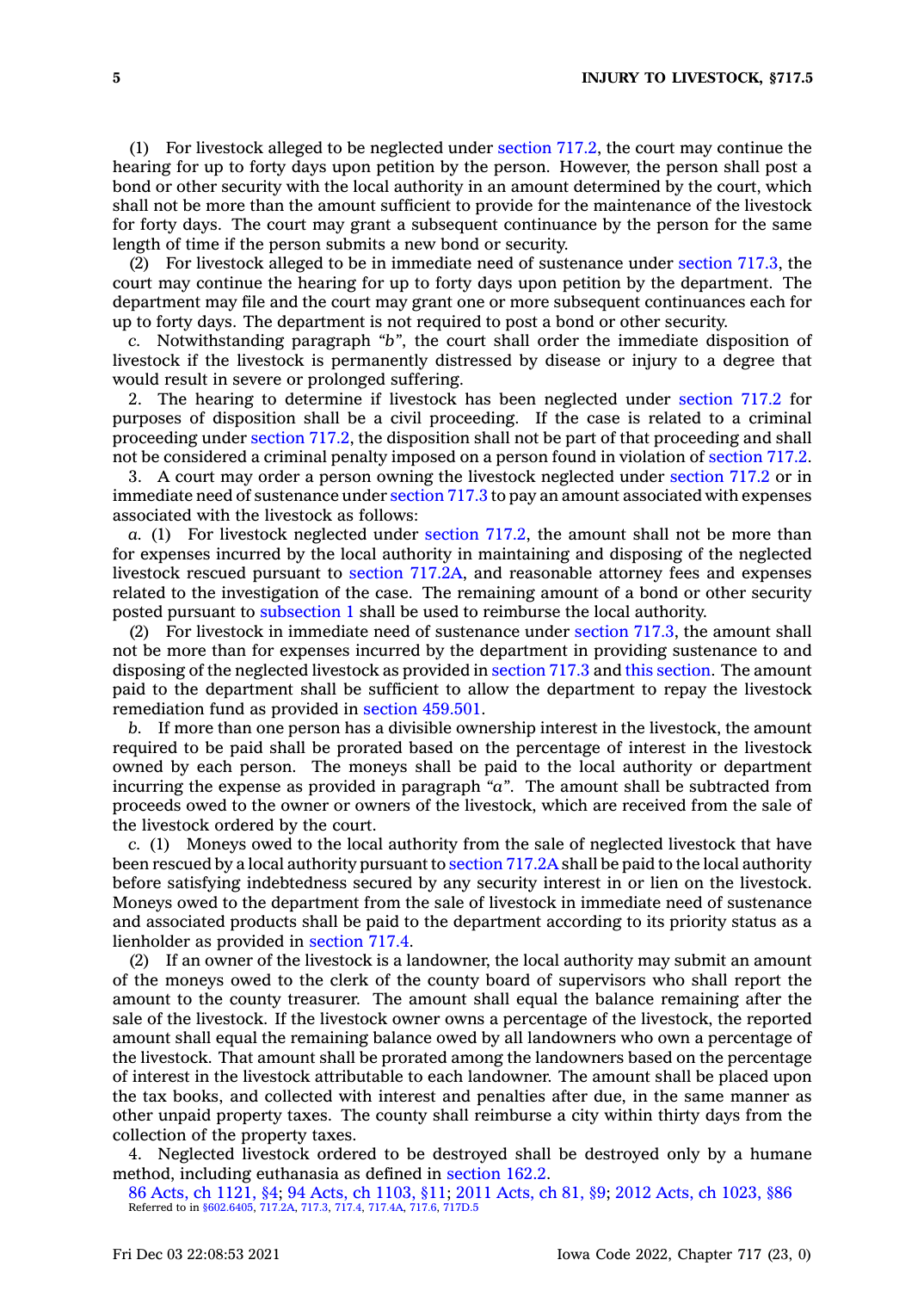(1) For livestock alleged to be neglected under section 717.2, the court may continue the hearing for up to forty days upon petition by the person. However, the person shall post a bond or other security with the local authority in an amount determined by the court, which shall not be more than the amount sufficient to provide for the maintenance of the livestock for forty days. The court may grant a subsequent continuance by the person for the same length of time if the person submits a new bond or security.

(2) For livestock alleged to be in immediate need of sustenance under section 717.3, the court may continue the hearing for up to forty days upon petition by the department. The department may file and the court may grant one or more subsequent continuances each for up to forty days. The department is not required to post a bond or other security.

*c.* Notwithstanding paragraph *"b"*, the court shall order the immediate disposition of livestock if the livestock is permanently distressed by disease or injury to a degree that would result in severe or prolonged suffering.

2. The hearing to determine if livestock has been neglected under section 717.2 for purposes of disposition shall be a civil proceeding. If the case is related to a criminal proceeding under section 717.2, the disposition shall not be part of that proceeding and shall not be considered a criminal penalty imposed on a person found in violation of section 717.2.

3. A court may order a person owning the livestock neglected under section 717.2 or in immediate need of sustenance under section 717.3 to pay an amount associated with expenses associated with the livestock as follows:

*a.* (1) For livestock neglected under section 717.2, the amount shall not be more than for expenses incurred by the local authority in maintaining and disposing of the neglected livestock rescued pursuant to section 717.2A, and reasonable attorney fees and expenses related to the investigation of the case. The remaining amount of a bond or other security posted pursuant to subsection 1 shall be used to reimburse the local authority.

(2) For livestock in immediate need of sustenance under section 717.3, the amount shall not be more than for expenses incurred by the department in providing sustenance to and disposing of the neglected livestock as provided in section 717.3 and this section. The amount paid to the department shall be sufficient to allow the department to repay the livestock remediation fund as provided in section 459.501.

*b.* If more than one person has a divisible ownership interest in the livestock, the amount required to be paid shall be prorated based on the percentage of interest in the livestock owned by each person. The moneys shall be paid to the local authority or department incurring the expense as provided in paragraph *"a"*. The amount shall be subtracted from proceeds owed to the owner or owners of the livestock, which are received from the sale of the livestock ordered by the court.

*c.* (1) Moneys owed to the local authority from the sale of neglected livestock that have been rescued by a local authority pursuant to section 717.2A shall be paid to the local authority before satisfying indebtedness secured by any security interest in or lien on the livestock. Moneys owed to the department from the sale of livestock in immediate need of sustenance and associated products shall be paid to the department according to its priority status as a lienholder as provided in section 717.4.

(2) If an owner of the livestock is a landowner, the local authority may submit an amount of the moneys owed to the clerk of the county board of supervisors who shall report the amount to the county treasurer. The amount shall equal the balance remaining after the sale of the livestock. If the livestock owner owns a percentage of the livestock, the reported amount shall equal the remaining balance owed by all landowners who own a percentage of the livestock. That amount shall be prorated among the landowners based on the percentage of interest in the livestock attributable to each landowner. The amount shall be placed upon the tax books, and collected with interest and penalties after due, in the same manner as other unpaid property taxes. The county shall reimburse a city within thirty days from the collection of the property taxes.

4. Neglected livestock ordered to be destroyed shall be destroyed only by a humane method, including euthanasia as defined in section 162.2.

86 Acts, ch 1121, §4; 94 Acts, ch 1103, §11; 2011 Acts, ch 81, §9; 2012 Acts, ch 1023, §86
Referred to in §602.6405, 717.2A, 717.3, 717.4, 717.4A, 717.6, 717D.5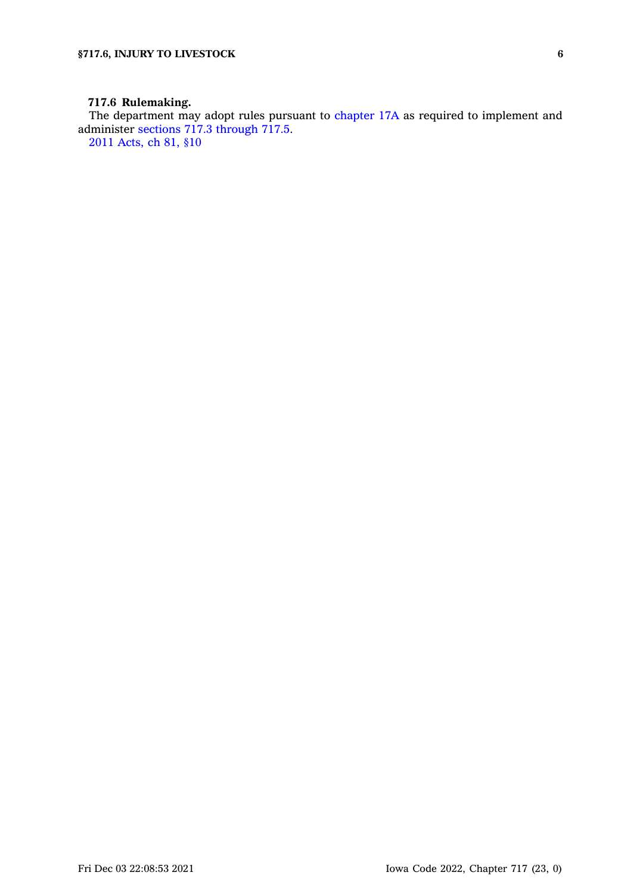**717.6 Rulemaking.**

The department may adopt rules pursuant to chapter 17A as required to implement and administer sections 717.3 through 717.5.

2011 Acts, ch 81, §10